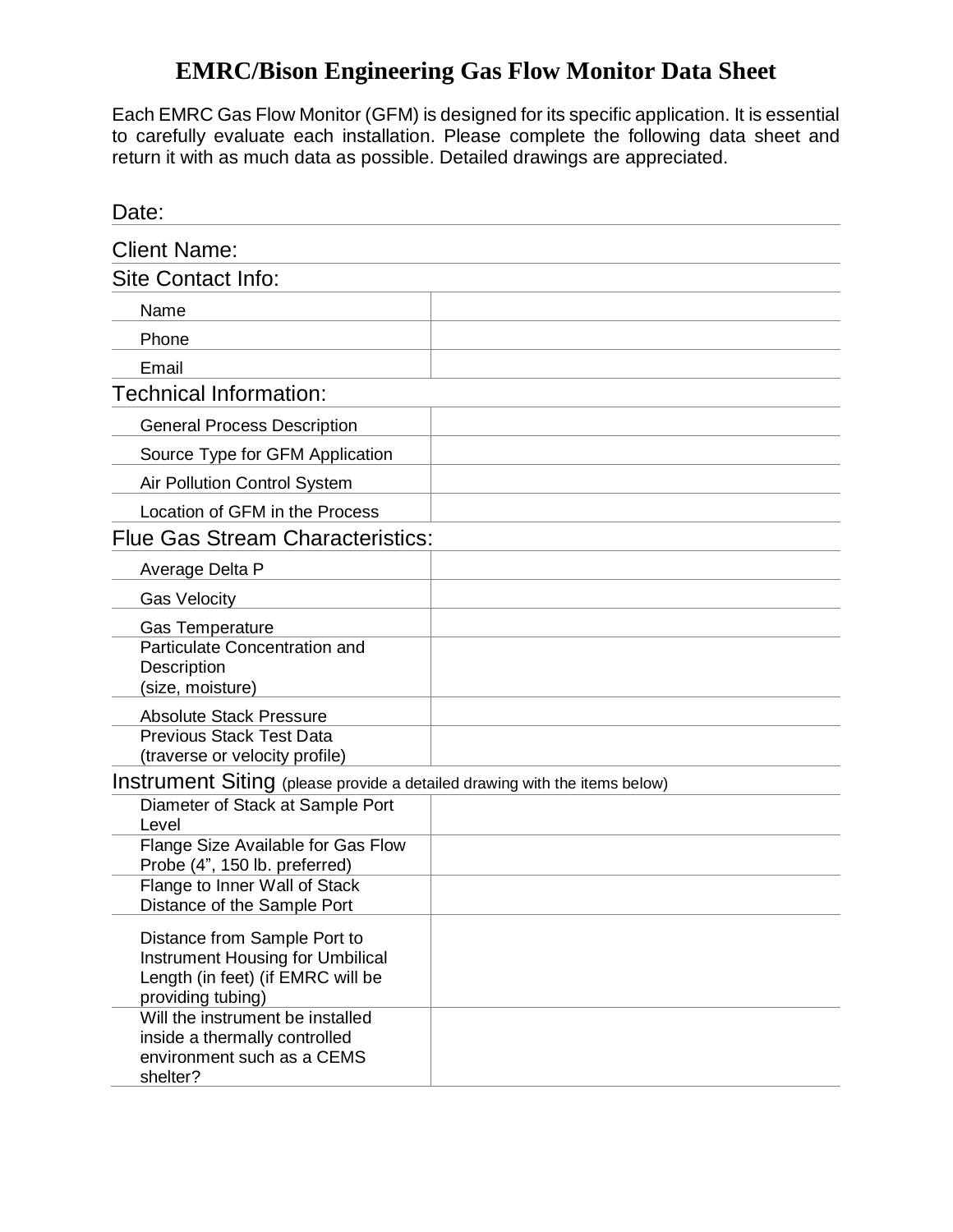# EMRC/Bison Engineering Gas Flow Monitor Data Sheet

Each EMRC Gas Flow Monitor (GFM) is designed for its specific application. It is essential to carefully evaluate each installation. Please complete the following data sheet and return it with as much data as possible. Detailed drawings are appreciated.

Date:

Client Name:

## Site Contact Info:

| | |
|---|---|
| Name | |
| Phone | |
| Email | |

## Technical Information:

| | |
|---|---|
| General Process Description | |
| Source Type for GFM Application | |
| Air Pollution Control System | |
| Location of GFM in the Process | |

## Flue Gas Stream Characteristics:

| | |
|---|---|
| Average Delta P | |
| Gas Velocity | |
| Gas Temperature | |
| Particulate Concentration and Description (size, moisture) | |
| Absolute Stack Pressure | |
| Previous Stack Test Data (traverse or velocity profile) | |

## Instrument Siting (please provide a detailed drawing with the items below)

| | |
|---|---|
| Diameter of Stack at Sample Port Level | |
| Flange Size Available for Gas Flow Probe (4", 150 lb. preferred) | |
| Flange to Inner Wall of Stack Distance of the Sample Port | |
| Distance from Sample Port to Instrument Housing for Umbilical Length (in feet) (if EMRC will be providing tubing) | |
| Will the instrument be installed inside a thermally controlled environment such as a CEMS shelter? | |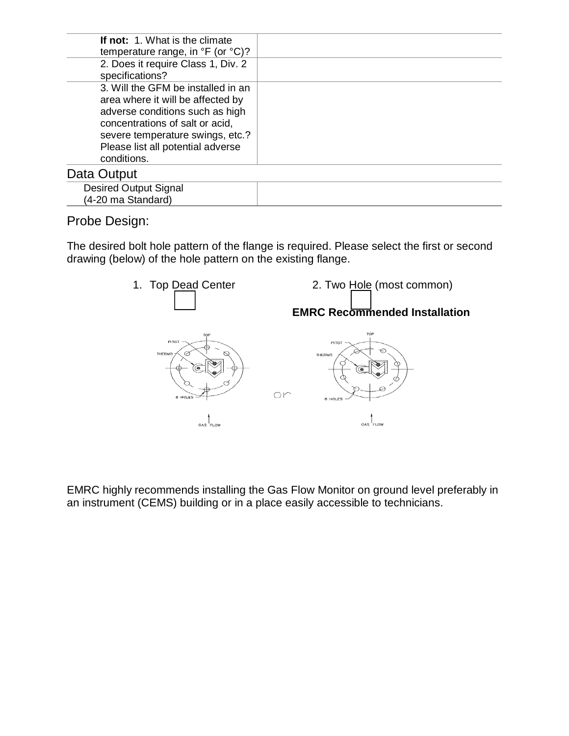| | |
|---|---|
| **If not:** 1. What is the climate temperature range, in °F (or °C)? | |
| 2. Does it require Class 1, Div. 2 specifications? | |
| 3. Will the GFM be installed in an area where it will be affected by adverse conditions such as high concentrations of salt or acid, severe temperature swings, etc.? Please list all potential adverse conditions. | |

## Data Output

| | |
|---|---|
| Desired Output Signal (4-20 ma Standard) | |

## Probe Design:

The desired bolt hole pattern of the flange is required. Please select the first or second drawing (below) of the hole pattern on the existing flange.

1. Top Dead Center ☐
2. Two Hole (most common) ☐

**EMRC Recommended Installation**

TOP
PITOT
THERMO
8 HOLES
GAS FLOW

or

TOP
PITOT
THERMO
8 HOLES
GAS FLOW

EMRC highly recommends installing the Gas Flow Monitor on ground level preferably in an instrument (CEMS) building or in a place easily accessible to technicians.